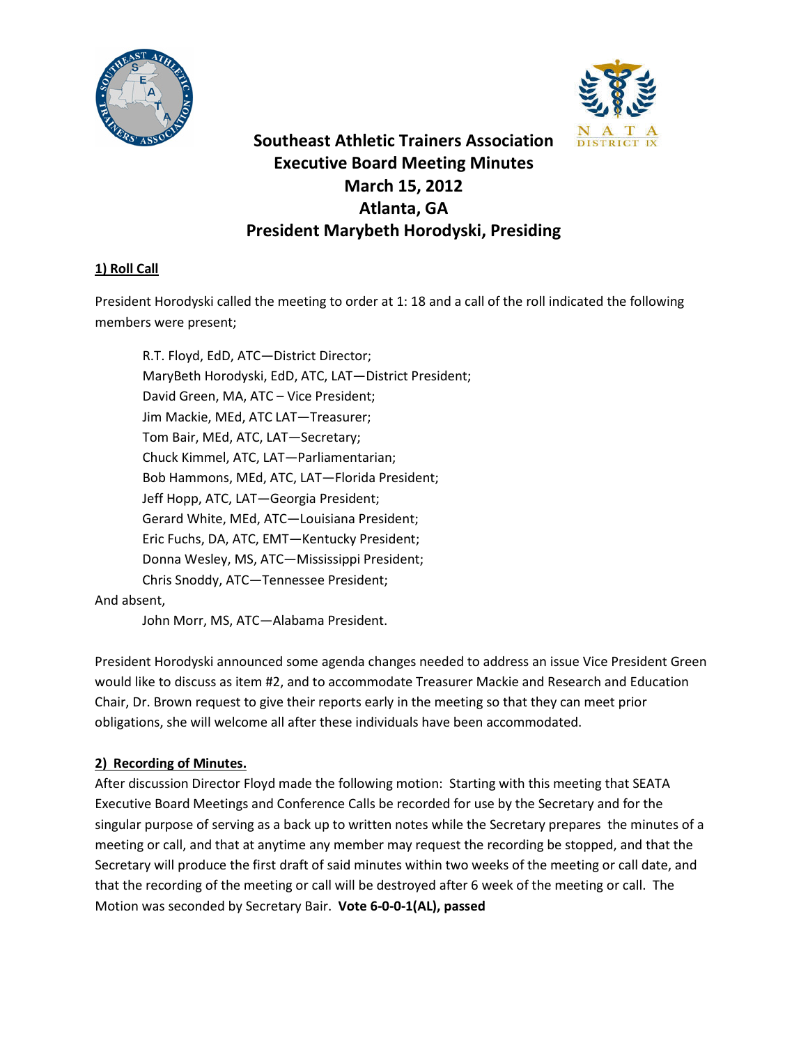# Southeast Athletic Trainers Association
# Executive Board Meeting Minutes
# March 15, 2012
# Atlanta, GA
# President Marybeth Horodyski, Presiding

## 1) Roll Call

President Horodyski called the meeting to order at 1: 18 and a call of the roll indicated the following members were present;

R.T. Floyd, EdD, ATC—District Director;
MaryBeth Horodyski, EdD, ATC, LAT—District President;
David Green, MA, ATC – Vice President;
Jim Mackie, MEd, ATC LAT—Treasurer;
Tom Bair, MEd, ATC, LAT—Secretary;
Chuck Kimmel, ATC, LAT—Parliamentarian;
Bob Hammons, MEd, ATC, LAT—Florida President;
Jeff Hopp, ATC, LAT—Georgia President;
Gerard White, MEd, ATC—Louisiana President;
Eric Fuchs, DA, ATC, EMT—Kentucky President;
Donna Wesley, MS, ATC—Mississippi President;
Chris Snoddy, ATC—Tennessee President;

And absent,

John Morr, MS, ATC—Alabama President.

President Horodyski announced some agenda changes needed to address an issue Vice President Green would like to discuss as item #2, and to accommodate Treasurer Mackie and Research and Education Chair, Dr. Brown request to give their reports early in the meeting so that they can meet prior obligations, she will welcome all after these individuals have been accommodated.

## 2) Recording of Minutes.

After discussion Director Floyd made the following motion: Starting with this meeting that SEATA Executive Board Meetings and Conference Calls be recorded for use by the Secretary and for the singular purpose of serving as a back up to written notes while the Secretary prepares the minutes of a meeting or call, and that at anytime any member may request the recording be stopped, and that the Secretary will produce the first draft of said minutes within two weeks of the meeting or call date, and that the recording of the meeting or call will be destroyed after 6 week of the meeting or call. The Motion was seconded by Secretary Bair. **Vote 6-0-0-1(AL), passed**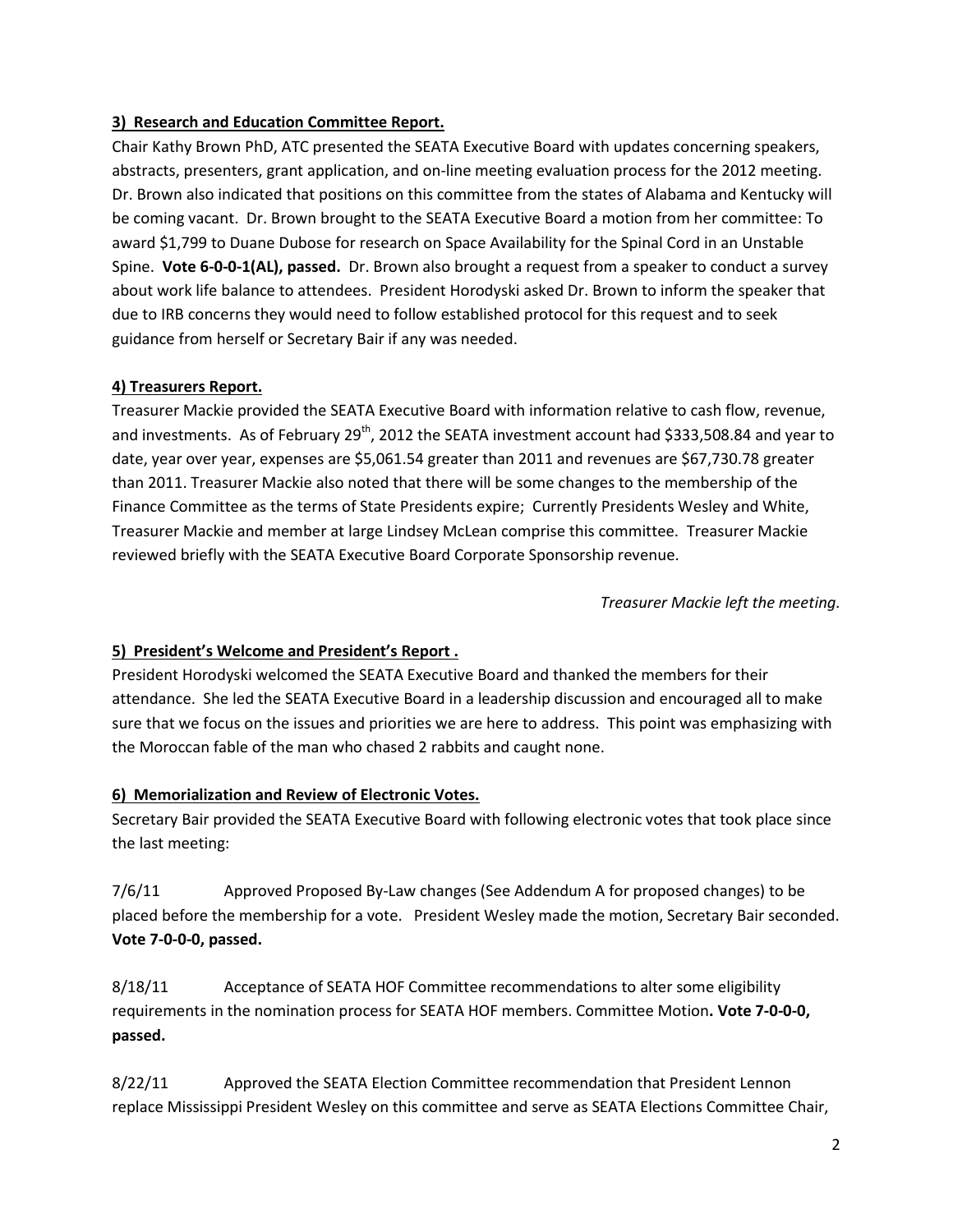**3) Research and Education Committee Report.**

Chair Kathy Brown PhD, ATC presented the SEATA Executive Board with updates concerning speakers, abstracts, presenters, grant application, and on-line meeting evaluation process for the 2012 meeting. Dr. Brown also indicated that positions on this committee from the states of Alabama and Kentucky will be coming vacant. Dr. Brown brought to the SEATA Executive Board a motion from her committee: To award $1,799 to Duane Dubose for research on Space Availability for the Spinal Cord in an Unstable Spine. **Vote 6-0-0-1(AL), passed.** Dr. Brown also brought a request from a speaker to conduct a survey about work life balance to attendees. President Horodyski asked Dr. Brown to inform the speaker that due to IRB concerns they would need to follow established protocol for this request and to seek guidance from herself or Secretary Bair if any was needed.

**4) Treasurers Report.**

Treasurer Mackie provided the SEATA Executive Board with information relative to cash flow, revenue, and investments. As of February 29th, 2012 the SEATA investment account had $333,508.84 and year to date, year over year, expenses are $5,061.54 greater than 2011 and revenues are $67,730.78 greater than 2011. Treasurer Mackie also noted that there will be some changes to the membership of the Finance Committee as the terms of State Presidents expire; Currently Presidents Wesley and White, Treasurer Mackie and member at large Lindsey McLean comprise this committee. Treasurer Mackie reviewed briefly with the SEATA Executive Board Corporate Sponsorship revenue.

*Treasurer Mackie left the meeting.*

**5) President's Welcome and President's Report .**

President Horodyski welcomed the SEATA Executive Board and thanked the members for their attendance. She led the SEATA Executive Board in a leadership discussion and encouraged all to make sure that we focus on the issues and priorities we are here to address. This point was emphasizing with the Moroccan fable of the man who chased 2 rabbits and caught none.

**6) Memorialization and Review of Electronic Votes.**

Secretary Bair provided the SEATA Executive Board with following electronic votes that took place since the last meeting:

7/6/11 Approved Proposed By-Law changes (See Addendum A for proposed changes) to be placed before the membership for a vote. President Wesley made the motion, Secretary Bair seconded. **Vote 7-0-0-0, passed.**

8/18/11 Acceptance of SEATA HOF Committee recommendations to alter some eligibility requirements in the nomination process for SEATA HOF members. Committee Motion**. Vote 7-0-0-0, passed.**

8/22/11 Approved the SEATA Election Committee recommendation that President Lennon replace Mississippi President Wesley on this committee and serve as SEATA Elections Committee Chair,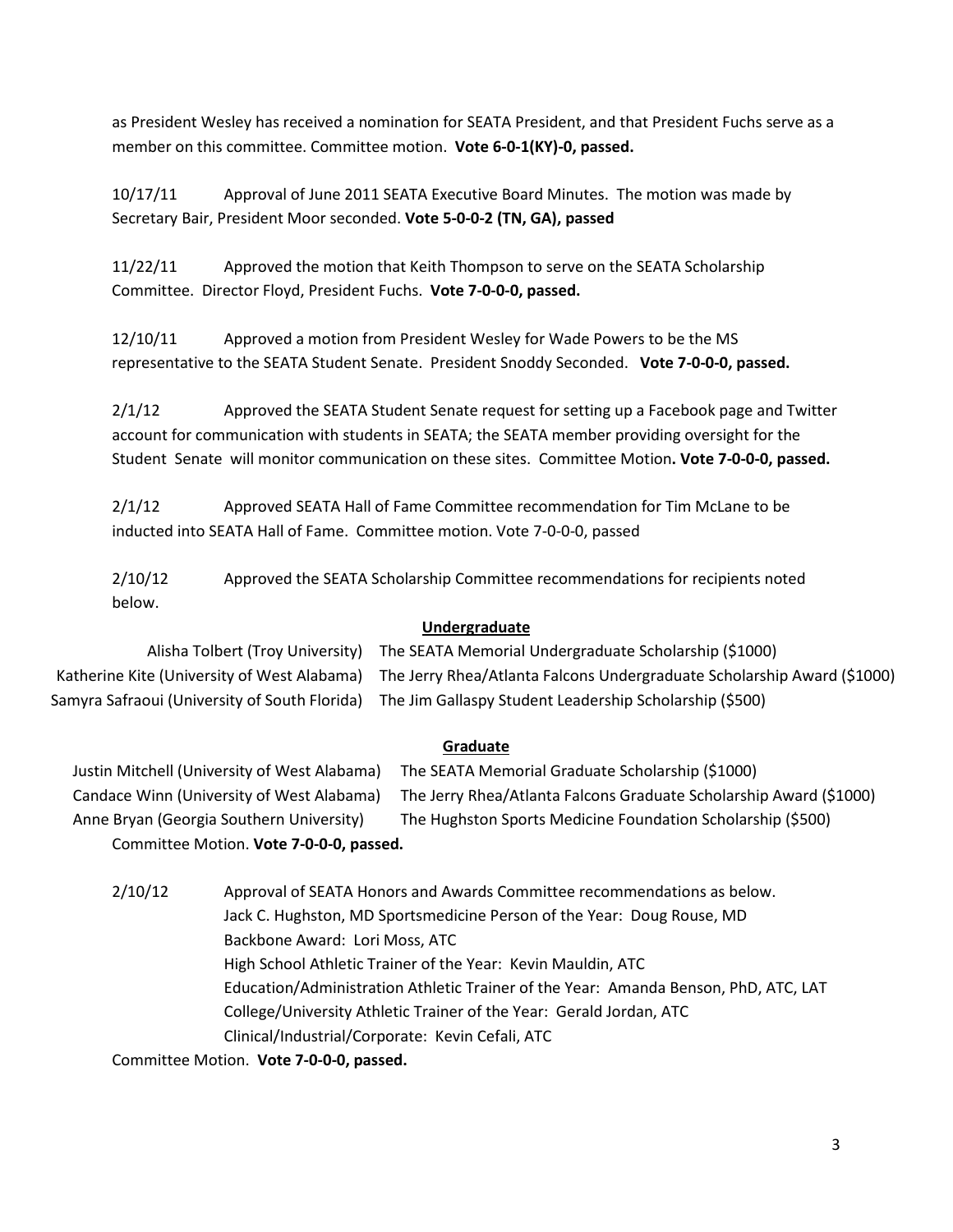as President Wesley has received a nomination for SEATA President, and that President Fuchs serve as a member on this committee. Committee motion. **Vote 6-0-1(KY)-0, passed.**

10/17/11 Approval of June 2011 SEATA Executive Board Minutes. The motion was made by Secretary Bair, President Moor seconded. **Vote 5-0-0-2 (TN, GA), passed**

11/22/11 Approved the motion that Keith Thompson to serve on the SEATA Scholarship Committee. Director Floyd, President Fuchs. **Vote 7-0-0-0, passed.**

12/10/11 Approved a motion from President Wesley for Wade Powers to be the MS representative to the SEATA Student Senate. President Snoddy Seconded. **Vote 7-0-0-0, passed.**

2/1/12 Approved the SEATA Student Senate request for setting up a Facebook page and Twitter account for communication with students in SEATA; the SEATA member providing oversight for the Student Senate will monitor communication on these sites. Committee Motion**. Vote 7-0-0-0, passed.**

2/1/12 Approved SEATA Hall of Fame Committee recommendation for Tim McLane to be inducted into SEATA Hall of Fame. Committee motion. Vote 7-0-0-0, passed

2/10/12 Approved the SEATA Scholarship Committee recommendations for recipients noted below.

**Undergraduate**

| | |
|---|---|
| Alisha Tolbert (Troy University) | The SEATA Memorial Undergraduate Scholarship ($1000) |
| Katherine Kite (University of West Alabama) | The Jerry Rhea/Atlanta Falcons Undergraduate Scholarship Award ($1000) |
| Samyra Safraoui (University of South Florida) | The Jim Gallaspy Student Leadership Scholarship ($500) |

**Graduate**

| | |
|---|---|
| Justin Mitchell (University of West Alabama) | The SEATA Memorial Graduate Scholarship ($1000) |
| Candace Winn (University of West Alabama) | The Jerry Rhea/Atlanta Falcons Graduate Scholarship Award ($1000) |
| Anne Bryan (Georgia Southern University) | The Hughston Sports Medicine Foundation Scholarship ($500) |

Committee Motion. **Vote 7-0-0-0, passed.**

2/10/12 Approval of SEATA Honors and Awards Committee recommendations as below.
Jack C. Hughston, MD Sportsmedicine Person of the Year: Doug Rouse, MD
Backbone Award: Lori Moss, ATC
High School Athletic Trainer of the Year: Kevin Mauldin, ATC
Education/Administration Athletic Trainer of the Year: Amanda Benson, PhD, ATC, LAT
College/University Athletic Trainer of the Year: Gerald Jordan, ATC
Clinical/Industrial/Corporate: Kevin Cefali, ATC

Committee Motion. **Vote 7-0-0-0, passed.**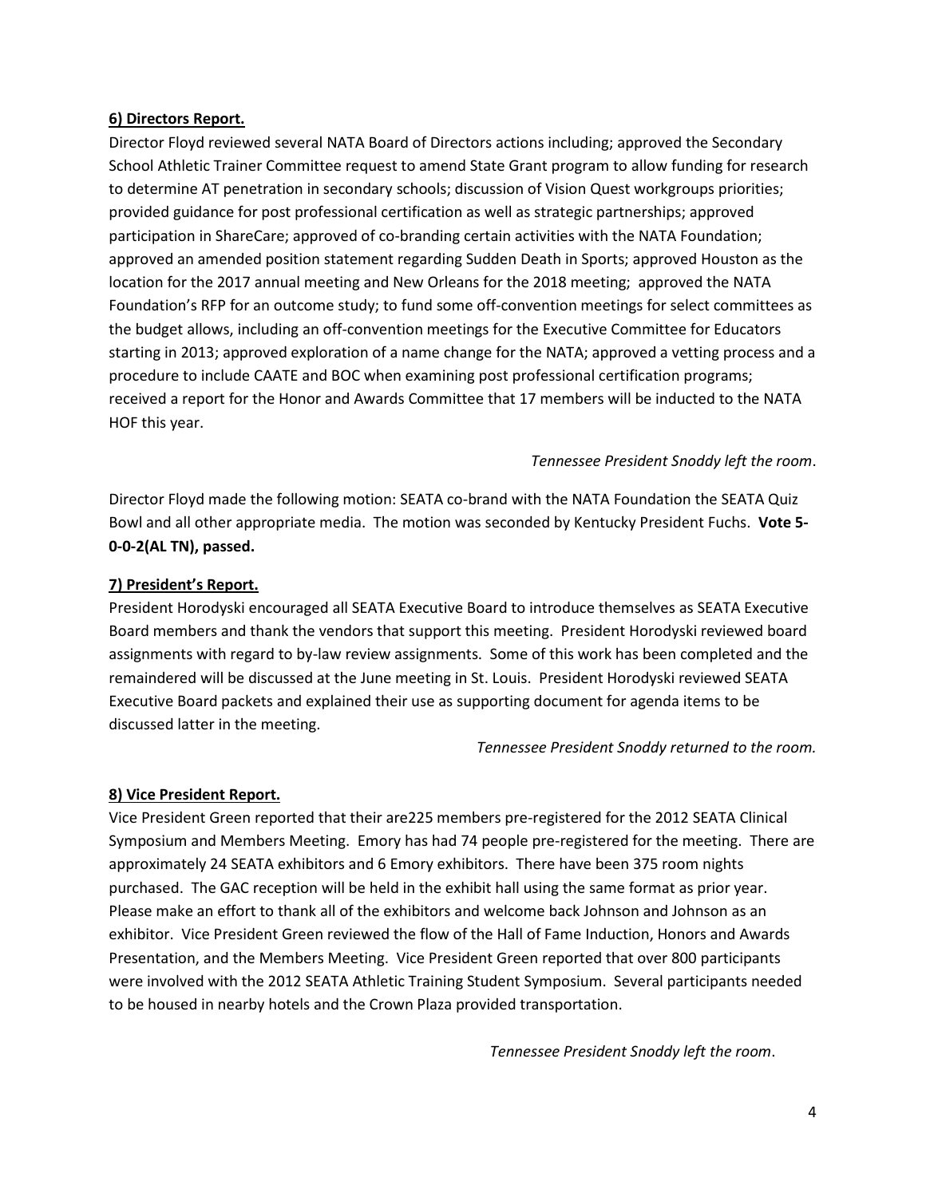**6) Directors Report.**

Director Floyd reviewed several NATA Board of Directors actions including; approved the Secondary School Athletic Trainer Committee request to amend State Grant program to allow funding for research to determine AT penetration in secondary schools; discussion of Vision Quest workgroups priorities; provided guidance for post professional certification as well as strategic partnerships; approved participation in ShareCare; approved of co-branding certain activities with the NATA Foundation; approved an amended position statement regarding Sudden Death in Sports; approved Houston as the location for the 2017 annual meeting and New Orleans for the 2018 meeting; approved the NATA Foundation's RFP for an outcome study; to fund some off-convention meetings for select committees as the budget allows, including an off-convention meetings for the Executive Committee for Educators starting in 2013; approved exploration of a name change for the NATA; approved a vetting process and a procedure to include CAATE and BOC when examining post professional certification programs; received a report for the Honor and Awards Committee that 17 members will be inducted to the NATA HOF this year.

*Tennessee President Snoddy left the room*.

Director Floyd made the following motion: SEATA co-brand with the NATA Foundation the SEATA Quiz Bowl and all other appropriate media. The motion was seconded by Kentucky President Fuchs. **Vote 5-0-0-2(AL TN), passed.**

**7) President's Report.**

President Horodyski encouraged all SEATA Executive Board to introduce themselves as SEATA Executive Board members and thank the vendors that support this meeting. President Horodyski reviewed board assignments with regard to by-law review assignments. Some of this work has been completed and the remaindered will be discussed at the June meeting in St. Louis. President Horodyski reviewed SEATA Executive Board packets and explained their use as supporting document for agenda items to be discussed latter in the meeting.

*Tennessee President Snoddy returned to the room.*

**8) Vice President Report.**

Vice President Green reported that their are225 members pre-registered for the 2012 SEATA Clinical Symposium and Members Meeting. Emory has had 74 people pre-registered for the meeting. There are approximately 24 SEATA exhibitors and 6 Emory exhibitors. There have been 375 room nights purchased. The GAC reception will be held in the exhibit hall using the same format as prior year. Please make an effort to thank all of the exhibitors and welcome back Johnson and Johnson as an exhibitor. Vice President Green reviewed the flow of the Hall of Fame Induction, Honors and Awards Presentation, and the Members Meeting. Vice President Green reported that over 800 participants were involved with the 2012 SEATA Athletic Training Student Symposium. Several participants needed to be housed in nearby hotels and the Crown Plaza provided transportation.

*Tennessee President Snoddy left the room*.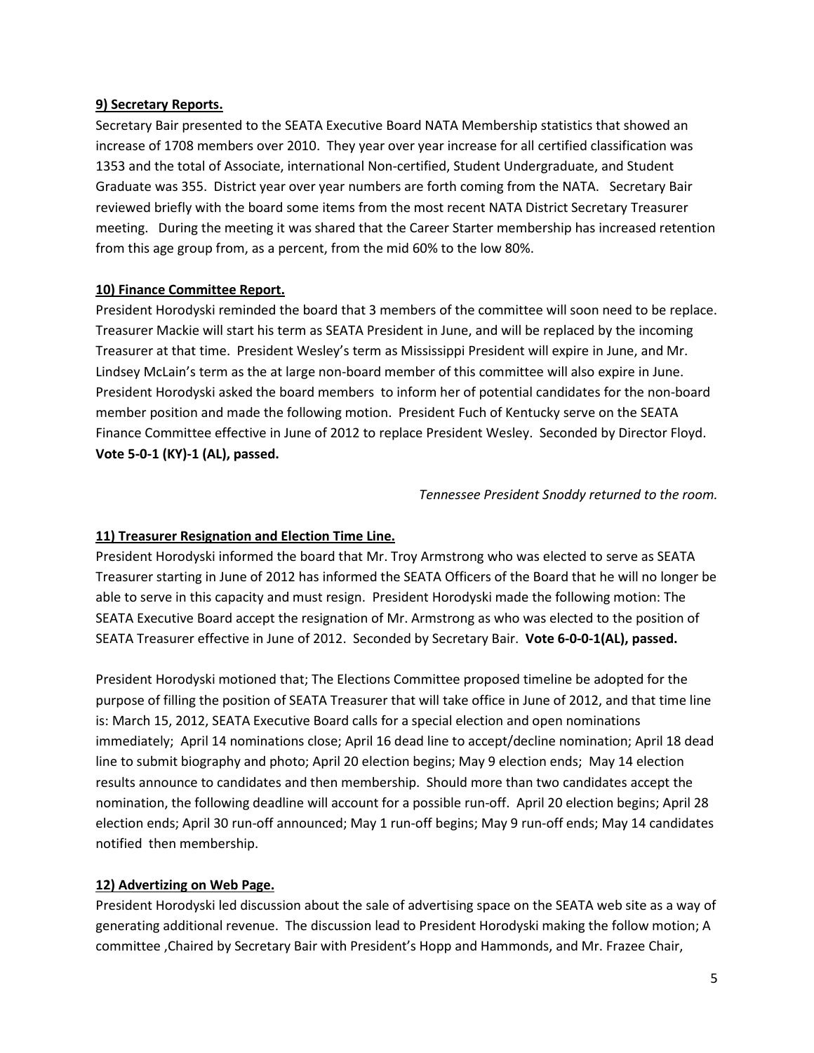**9) Secretary Reports.**

Secretary Bair presented to the SEATA Executive Board NATA Membership statistics that showed an increase of 1708 members over 2010. They year over year increase for all certified classification was 1353 and the total of Associate, international Non-certified, Student Undergraduate, and Student Graduate was 355. District year over year numbers are forth coming from the NATA. Secretary Bair reviewed briefly with the board some items from the most recent NATA District Secretary Treasurer meeting. During the meeting it was shared that the Career Starter membership has increased retention from this age group from, as a percent, from the mid 60% to the low 80%.

**10) Finance Committee Report.**

President Horodyski reminded the board that 3 members of the committee will soon need to be replace. Treasurer Mackie will start his term as SEATA President in June, and will be replaced by the incoming Treasurer at that time. President Wesley's term as Mississippi President will expire in June, and Mr. Lindsey McLain's term as the at large non-board member of this committee will also expire in June. President Horodyski asked the board members to inform her of potential candidates for the non-board member position and made the following motion. President Fuch of Kentucky serve on the SEATA Finance Committee effective in June of 2012 to replace President Wesley. Seconded by Director Floyd. **Vote 5-0-1 (KY)-1 (AL), passed.**

*Tennessee President Snoddy returned to the room.*

**11) Treasurer Resignation and Election Time Line.**

President Horodyski informed the board that Mr. Troy Armstrong who was elected to serve as SEATA Treasurer starting in June of 2012 has informed the SEATA Officers of the Board that he will no longer be able to serve in this capacity and must resign. President Horodyski made the following motion: The SEATA Executive Board accept the resignation of Mr. Armstrong as who was elected to the position of SEATA Treasurer effective in June of 2012. Seconded by Secretary Bair. **Vote 6-0-0-1(AL), passed.**

President Horodyski motioned that; The Elections Committee proposed timeline be adopted for the purpose of filling the position of SEATA Treasurer that will take office in June of 2012, and that time line is: March 15, 2012, SEATA Executive Board calls for a special election and open nominations immediately; April 14 nominations close; April 16 dead line to accept/decline nomination; April 18 dead line to submit biography and photo; April 20 election begins; May 9 election ends; May 14 election results announce to candidates and then membership. Should more than two candidates accept the nomination, the following deadline will account for a possible run-off. April 20 election begins; April 28 election ends; April 30 run-off announced; May 1 run-off begins; May 9 run-off ends; May 14 candidates notified then membership.

**12) Advertizing on Web Page.**

President Horodyski led discussion about the sale of advertising space on the SEATA web site as a way of generating additional revenue. The discussion lead to President Horodyski making the follow motion; A committee ,Chaired by Secretary Bair with President's Hopp and Hammonds, and Mr. Frazee Chair,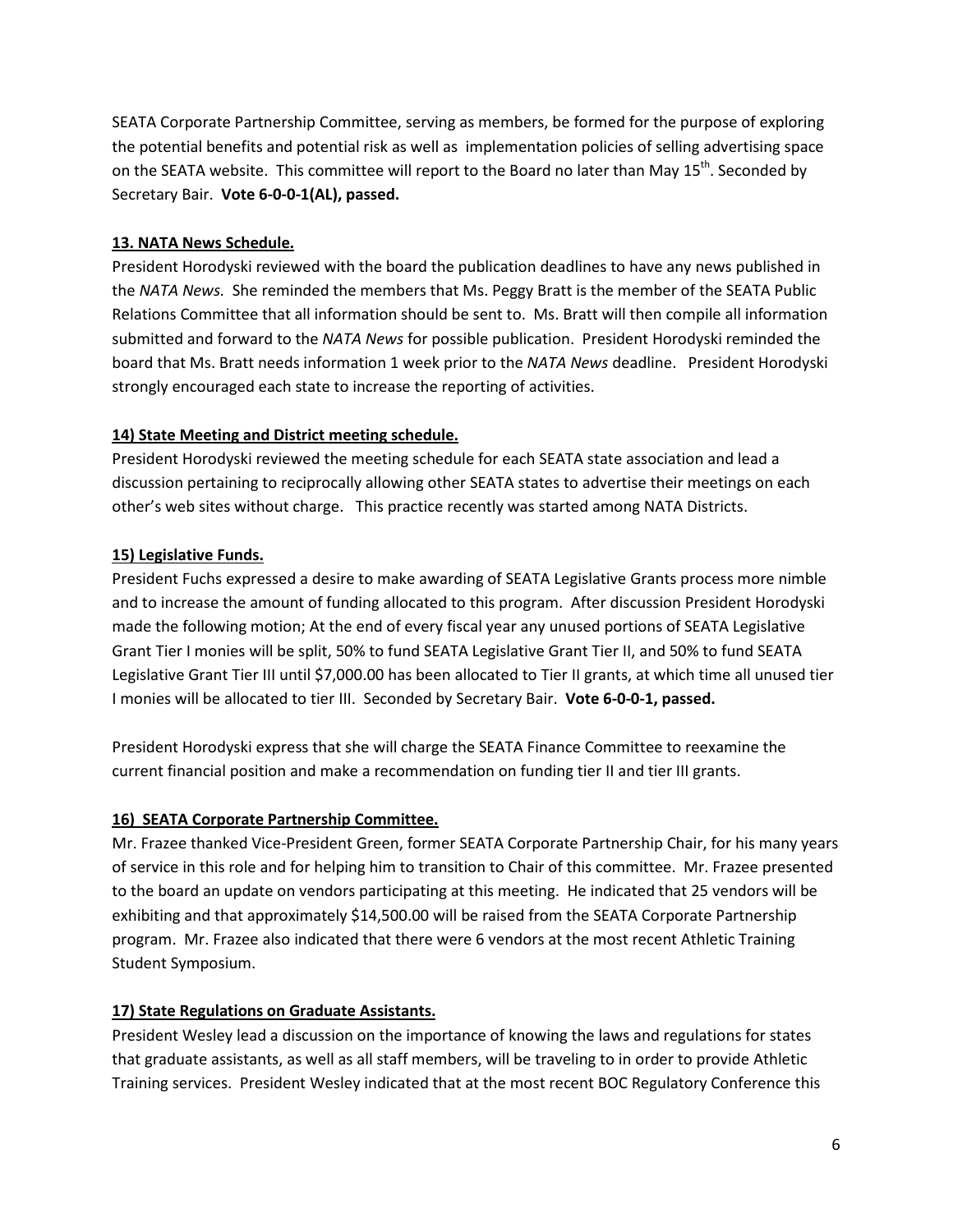SEATA Corporate Partnership Committee, serving as members, be formed for the purpose of exploring the potential benefits and potential risk as well as implementation policies of selling advertising space on the SEATA website. This committee will report to the Board no later than May 15th. Seconded by Secretary Bair. **Vote 6-0-0-1(AL), passed.**

**13. NATA News Schedule.**

President Horodyski reviewed with the board the publication deadlines to have any news published in the *NATA News.* She reminded the members that Ms. Peggy Bratt is the member of the SEATA Public Relations Committee that all information should be sent to. Ms. Bratt will then compile all information submitted and forward to the *NATA News* for possible publication. President Horodyski reminded the board that Ms. Bratt needs information 1 week prior to the *NATA News* deadline. President Horodyski strongly encouraged each state to increase the reporting of activities.

**14) State Meeting and District meeting schedule.**

President Horodyski reviewed the meeting schedule for each SEATA state association and lead a discussion pertaining to reciprocally allowing other SEATA states to advertise their meetings on each other's web sites without charge. This practice recently was started among NATA Districts.

**15) Legislative Funds.**

President Fuchs expressed a desire to make awarding of SEATA Legislative Grants process more nimble and to increase the amount of funding allocated to this program. After discussion President Horodyski made the following motion; At the end of every fiscal year any unused portions of SEATA Legislative Grant Tier I monies will be split, 50% to fund SEATA Legislative Grant Tier II, and 50% to fund SEATA Legislative Grant Tier III until $7,000.00 has been allocated to Tier II grants, at which time all unused tier I monies will be allocated to tier III. Seconded by Secretary Bair. **Vote 6-0-0-1, passed.**

President Horodyski express that she will charge the SEATA Finance Committee to reexamine the current financial position and make a recommendation on funding tier II and tier III grants.

**16) SEATA Corporate Partnership Committee.**

Mr. Frazee thanked Vice-President Green, former SEATA Corporate Partnership Chair, for his many years of service in this role and for helping him to transition to Chair of this committee. Mr. Frazee presented to the board an update on vendors participating at this meeting. He indicated that 25 vendors will be exhibiting and that approximately $14,500.00 will be raised from the SEATA Corporate Partnership program. Mr. Frazee also indicated that there were 6 vendors at the most recent Athletic Training Student Symposium.

**17) State Regulations on Graduate Assistants.**

President Wesley lead a discussion on the importance of knowing the laws and regulations for states that graduate assistants, as well as all staff members, will be traveling to in order to provide Athletic Training services. President Wesley indicated that at the most recent BOC Regulatory Conference this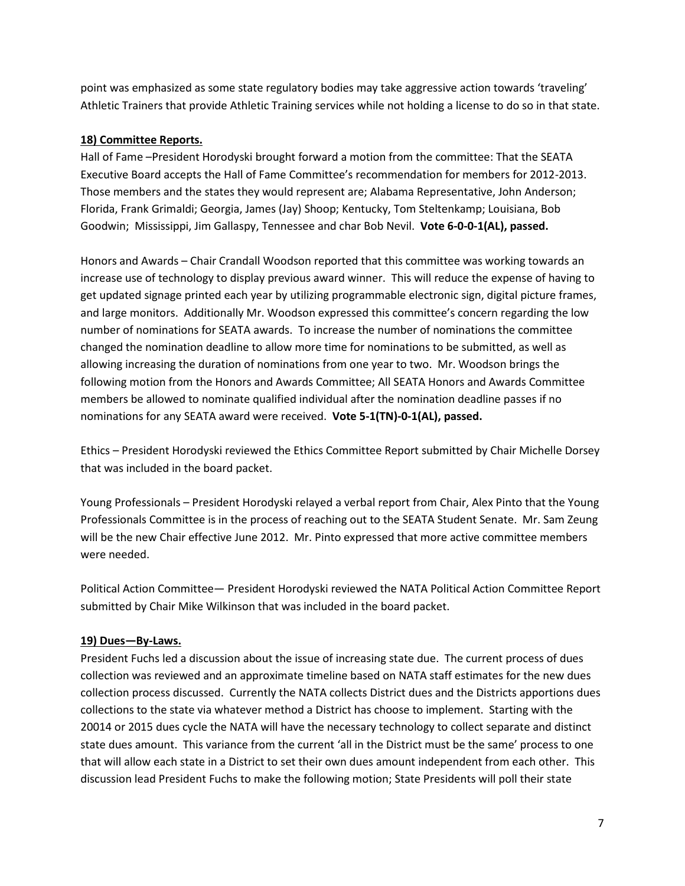point was emphasized as some state regulatory bodies may take aggressive action towards 'traveling' Athletic Trainers that provide Athletic Training services while not holding a license to do so in that state.

**18) Committee Reports.**

Hall of Fame –President Horodyski brought forward a motion from the committee: That the SEATA Executive Board accepts the Hall of Fame Committee's recommendation for members for 2012-2013. Those members and the states they would represent are; Alabama Representative, John Anderson; Florida, Frank Grimaldi; Georgia, James (Jay) Shoop; Kentucky, Tom Steltenkamp; Louisiana, Bob Goodwin; Mississippi, Jim Gallaspy, Tennessee and char Bob Nevil. **Vote 6-0-0-1(AL), passed.**

Honors and Awards – Chair Crandall Woodson reported that this committee was working towards an increase use of technology to display previous award winner. This will reduce the expense of having to get updated signage printed each year by utilizing programmable electronic sign, digital picture frames, and large monitors. Additionally Mr. Woodson expressed this committee's concern regarding the low number of nominations for SEATA awards. To increase the number of nominations the committee changed the nomination deadline to allow more time for nominations to be submitted, as well as allowing increasing the duration of nominations from one year to two. Mr. Woodson brings the following motion from the Honors and Awards Committee; All SEATA Honors and Awards Committee members be allowed to nominate qualified individual after the nomination deadline passes if no nominations for any SEATA award were received. **Vote 5-1(TN)-0-1(AL), passed.**

Ethics – President Horodyski reviewed the Ethics Committee Report submitted by Chair Michelle Dorsey that was included in the board packet.

Young Professionals – President Horodyski relayed a verbal report from Chair, Alex Pinto that the Young Professionals Committee is in the process of reaching out to the SEATA Student Senate. Mr. Sam Zeung will be the new Chair effective June 2012. Mr. Pinto expressed that more active committee members were needed.

Political Action Committee— President Horodyski reviewed the NATA Political Action Committee Report submitted by Chair Mike Wilkinson that was included in the board packet.

**19) Dues—By-Laws.**

President Fuchs led a discussion about the issue of increasing state due. The current process of dues collection was reviewed and an approximate timeline based on NATA staff estimates for the new dues collection process discussed. Currently the NATA collects District dues and the Districts apportions dues collections to the state via whatever method a District has choose to implement. Starting with the 20014 or 2015 dues cycle the NATA will have the necessary technology to collect separate and distinct state dues amount. This variance from the current 'all in the District must be the same' process to one that will allow each state in a District to set their own dues amount independent from each other. This discussion lead President Fuchs to make the following motion; State Presidents will poll their state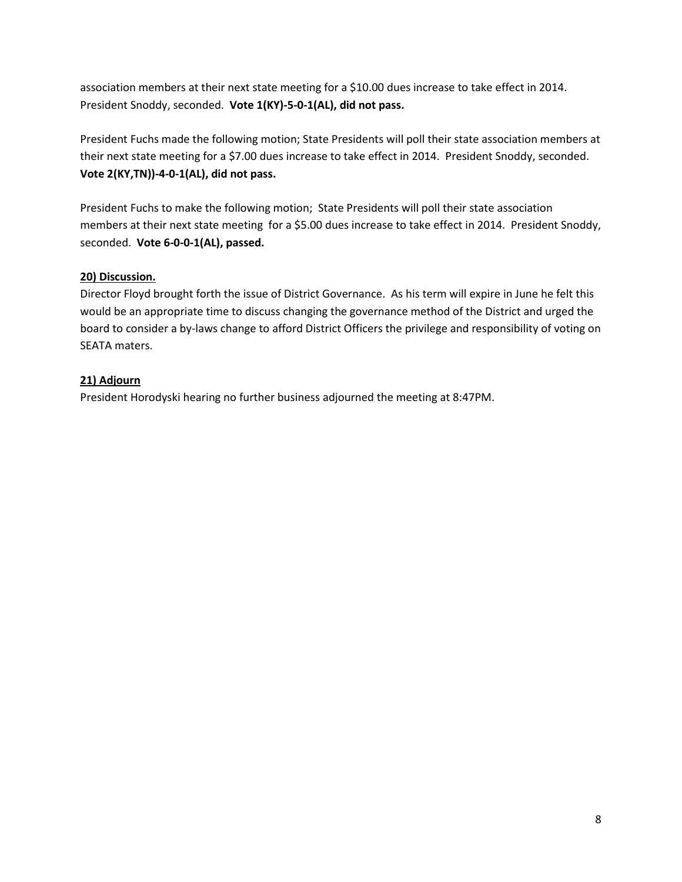association members at their next state meeting for a $10.00 dues increase to take effect in 2014. President Snoddy, seconded. **Vote 1(KY)-5-0-1(AL), did not pass.**

President Fuchs made the following motion; State Presidents will poll their state association members at their next state meeting for a $7.00 dues increase to take effect in 2014. President Snoddy, seconded. **Vote 2(KY,TN))-4-0-1(AL), did not pass.**

President Fuchs to make the following motion; State Presidents will poll their state association members at their next state meeting for a $5.00 dues increase to take effect in 2014. President Snoddy, seconded. **Vote 6-0-0-1(AL), passed.**

**20) Discussion.**

Director Floyd brought forth the issue of District Governance. As his term will expire in June he felt this would be an appropriate time to discuss changing the governance method of the District and urged the board to consider a by-laws change to afford District Officers the privilege and responsibility of voting on SEATA maters.

**21) Adjourn**

President Horodyski hearing no further business adjourned the meeting at 8:47PM.